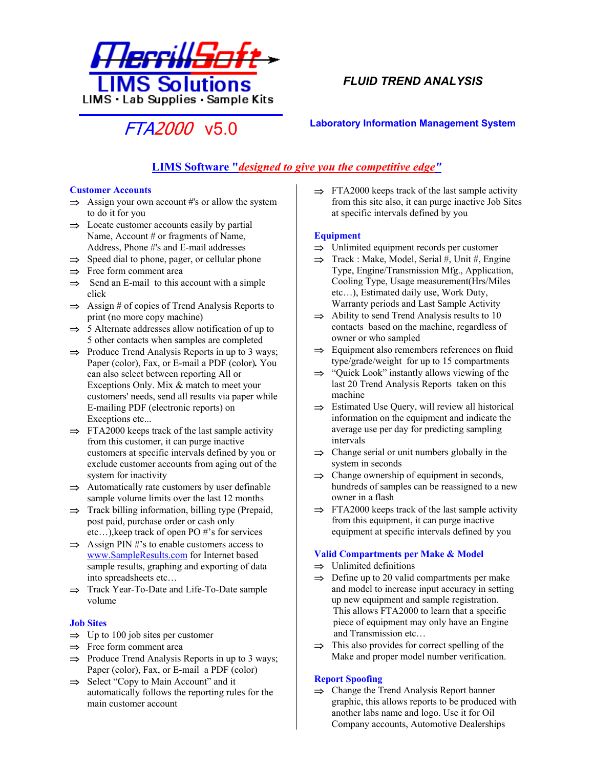# MerrillSoft LIMS Solutions

LIMS · Lab Supplies · Sample Kits

## *FTA2000* v5.0

***FLUID TREND ANALYSIS***

**Laboratory Information Management System**

## LIMS Software "*designed to give you the competitive edge*"

### Customer Accounts

⇒ Assign your own account #'s or allow the system to do it for you

⇒ Locate customer accounts easily by partial Name, Account # or fragments of Name, Address, Phone #'s and E-mail addresses

⇒ Speed dial to phone, pager, or cellular phone

⇒ Free form comment area

⇒ Send an E-mail to this account with a simple click

⇒ Assign # of copies of Trend Analysis Reports to print (no more copy machine)

⇒ 5 Alternate addresses allow notification of up to 5 other contacts when samples are completed

⇒ Produce Trend Analysis Reports in up to 3 ways; Paper (color), Fax, or E-mail a PDF (color). You can also select between reporting All or Exceptions Only. Mix & match to meet your customers' needs, send all results via paper while E-mailing PDF (electronic reports) on Exceptions etc...

⇒ FTA2000 keeps track of the last sample activity from this customer, it can purge inactive customers at specific intervals defined by you or exclude customer accounts from aging out of the system for inactivity

⇒ Automatically rate customers by user definable sample volume limits over the last 12 months

⇒ Track billing information, billing type (Prepaid, post paid, purchase order or cash only etc…),keep track of open PO #'s for services

⇒ Assign PIN #'s to enable customers access to www.SampleResults.com for Internet based sample results, graphing and exporting of data into spreadsheets etc…

⇒ Track Year-To-Date and Life-To-Date sample volume

### Job Sites

⇒ Up to 100 job sites per customer

⇒ Free form comment area

⇒ Produce Trend Analysis Reports in up to 3 ways; Paper (color), Fax, or E-mail a PDF (color)

⇒ Select "Copy to Main Account" and it automatically follows the reporting rules for the main customer account

⇒ FTA2000 keeps track of the last sample activity from this site also, it can purge inactive Job Sites at specific intervals defined by you

### Equipment

⇒ Unlimited equipment records per customer

⇒ Track : Make, Model, Serial #, Unit #, Engine Type, Engine/Transmission Mfg., Application, Cooling Type, Usage measurement(Hrs/Miles etc…), Estimated daily use, Work Duty, Warranty periods and Last Sample Activity

⇒ Ability to send Trend Analysis results to 10 contacts based on the machine, regardless of owner or who sampled

⇒ Equipment also remembers references on fluid type/grade/weight for up to 15 compartments

⇒ "Quick Look" instantly allows viewing of the last 20 Trend Analysis Reports taken on this machine

⇒ Estimated Use Query, will review all historical information on the equipment and indicate the average use per day for predicting sampling intervals

⇒ Change serial or unit numbers globally in the system in seconds

⇒ Change ownership of equipment in seconds, hundreds of samples can be reassigned to a new owner in a flash

⇒ FTA2000 keeps track of the last sample activity from this equipment, it can purge inactive equipment at specific intervals defined by you

### Valid Compartments per Make & Model

⇒ Unlimited definitions

⇒ Define up to 20 valid compartments per make and model to increase input accuracy in setting up new equipment and sample registration. This allows FTA2000 to learn that a specific piece of equipment may only have an Engine and Transmission etc…

⇒ This also provides for correct spelling of the Make and proper model number verification.

### Report Spoofing

⇒ Change the Trend Analysis Report banner graphic, this allows reports to be produced with another labs name and logo. Use it for Oil Company accounts, Automotive Dealerships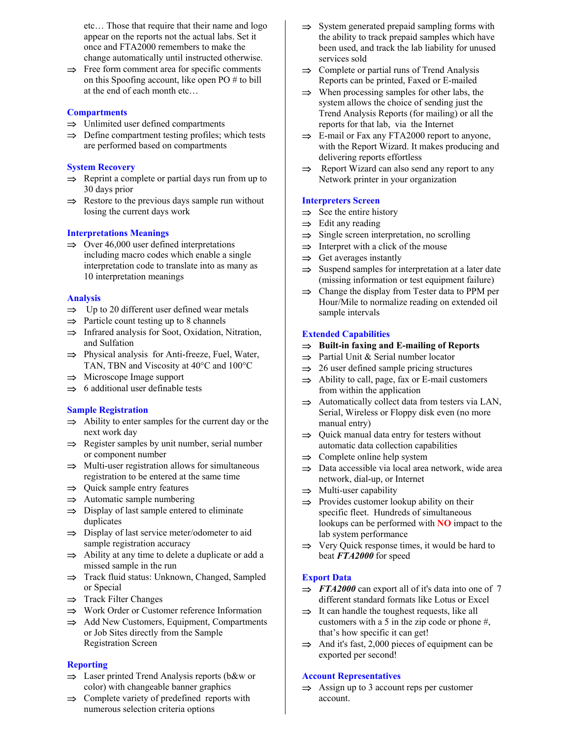etc… Those that require that their name and logo appear on the reports not the actual labs. Set it once and FTA2000 remembers to make the change automatically until instructed otherwise.

- ⇒ Free form comment area for specific comments on this Spoofing account, like open PO # to bill at the end of each month etc…

### Compartments

- ⇒ Unlimited user defined compartments
- ⇒ Define compartment testing profiles; which tests are performed based on compartments

### System Recovery

- ⇒ Reprint a complete or partial days run from up to 30 days prior
- ⇒ Restore to the previous days sample run without losing the current days work

### Interpretations Meanings

- ⇒ Over 46,000 user defined interpretations including macro codes which enable a single interpretation code to translate into as many as 10 interpretation meanings

### Analysis

- ⇒ Up to 20 different user defined wear metals
- ⇒ Particle count testing up to 8 channels
- ⇒ Infrared analysis for Soot, Oxidation, Nitration, and Sulfation
- ⇒ Physical analysis for Anti-freeze, Fuel, Water, TAN, TBN and Viscosity at 40°C and 100°C
- ⇒ Microscope Image support
- ⇒ 6 additional user definable tests

### Sample Registration

- ⇒ Ability to enter samples for the current day or the next work day
- ⇒ Register samples by unit number, serial number or component number
- ⇒ Multi-user registration allows for simultaneous registration to be entered at the same time
- ⇒ Quick sample entry features
- ⇒ Automatic sample numbering
- ⇒ Display of last sample entered to eliminate duplicates
- ⇒ Display of last service meter/odometer to aid sample registration accuracy
- ⇒ Ability at any time to delete a duplicate or add a missed sample in the run
- ⇒ Track fluid status: Unknown, Changed, Sampled or Special
- ⇒ Track Filter Changes
- ⇒ Work Order or Customer reference Information
- ⇒ Add New Customers, Equipment, Compartments or Job Sites directly from the Sample Registration Screen

### Reporting

- ⇒ Laser printed Trend Analysis reports (b&w or color) with changeable banner graphics
- ⇒ Complete variety of predefined reports with numerous selection criteria options
- ⇒ System generated prepaid sampling forms with the ability to track prepaid samples which have been used, and track the lab liability for unused services sold
- ⇒ Complete or partial runs of Trend Analysis Reports can be printed, Faxed or E-mailed
- ⇒ When processing samples for other labs, the system allows the choice of sending just the Trend Analysis Reports (for mailing) or all the reports for that lab, via the Internet
- ⇒ E-mail or Fax any FTA2000 report to anyone, with the Report Wizard. It makes producing and delivering reports effortless
- ⇒ Report Wizard can also send any report to any Network printer in your organization

### Interpreters Screen

- ⇒ See the entire history
- ⇒ Edit any reading
- ⇒ Single screen interpretation, no scrolling
- ⇒ Interpret with a click of the mouse
- ⇒ Get averages instantly
- ⇒ Suspend samples for interpretation at a later date (missing information or test equipment failure)
- ⇒ Change the display from Tester data to PPM per Hour/Mile to normalize reading on extended oil sample intervals

### Extended Capabilities

- ⇒ **Built-in faxing and E-mailing of Reports**
- ⇒ Partial Unit & Serial number locator
- ⇒ 26 user defined sample pricing structures
- ⇒ Ability to call, page, fax or E-mail customers from within the application
- ⇒ Automatically collect data from testers via LAN, Serial, Wireless or Floppy disk even (no more manual entry)
- ⇒ Quick manual data entry for testers without automatic data collection capabilities
- ⇒ Complete online help system
- ⇒ Data accessible via local area network, wide area network, dial-up, or Internet
- ⇒ Multi-user capability
- ⇒ Provides customer lookup ability on their specific fleet. Hundreds of simultaneous lookups can be performed with **NO** impact to the lab system performance
- ⇒ Very Quick response times, it would be hard to beat ***FTA2000*** for speed

### Export Data

- ⇒ ***FTA2000*** can export all of it's data into one of 7 different standard formats like Lotus or Excel
- ⇒ It can handle the toughest requests, like all customers with a 5 in the zip code or phone #, that's how specific it can get!
- ⇒ And it's fast, 2,000 pieces of equipment can be exported per second!

### Account Representatives

- ⇒ Assign up to 3 account reps per customer account.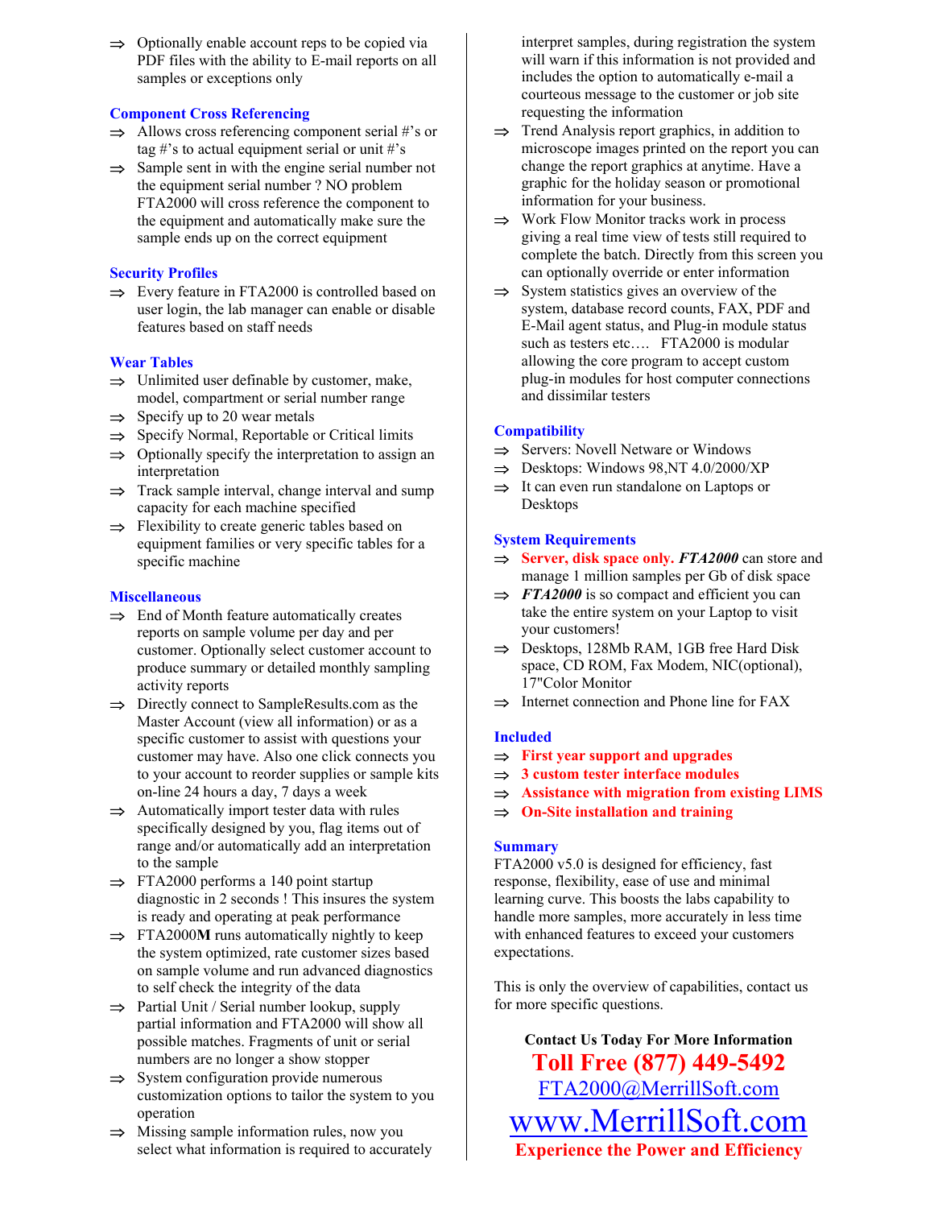- ⇒ Optionally enable account reps to be copied via PDF files with the ability to E-mail reports on all samples or exceptions only

## Component Cross Referencing

- ⇒ Allows cross referencing component serial #'s or tag #'s to actual equipment serial or unit #'s
- ⇒ Sample sent in with the engine serial number not the equipment serial number ? NO problem FTA2000 will cross reference the component to the equipment and automatically make sure the sample ends up on the correct equipment

## Security Profiles

- ⇒ Every feature in FTA2000 is controlled based on user login, the lab manager can enable or disable features based on staff needs

## Wear Tables

- ⇒ Unlimited user definable by customer, make, model, compartment or serial number range
- ⇒ Specify up to 20 wear metals
- ⇒ Specify Normal, Reportable or Critical limits
- ⇒ Optionally specify the interpretation to assign an interpretation
- ⇒ Track sample interval, change interval and sump capacity for each machine specified
- ⇒ Flexibility to create generic tables based on equipment families or very specific tables for a specific machine

## Miscellaneous

- ⇒ End of Month feature automatically creates reports on sample volume per day and per customer. Optionally select customer account to produce summary or detailed monthly sampling activity reports
- ⇒ Directly connect to SampleResults.com as the Master Account (view all information) or as a specific customer to assist with questions your customer may have. Also one click connects you to your account to reorder supplies or sample kits on-line 24 hours a day, 7 days a week
- ⇒ Automatically import tester data with rules specifically designed by you, flag items out of range and/or automatically add an interpretation to the sample
- ⇒ FTA2000 performs a 140 point startup diagnostic in 2 seconds ! This insures the system is ready and operating at peak performance
- ⇒ FTA2000**M** runs automatically nightly to keep the system optimized, rate customer sizes based on sample volume and run advanced diagnostics to self check the integrity of the data
- ⇒ Partial Unit / Serial number lookup, supply partial information and FTA2000 will show all possible matches. Fragments of unit or serial numbers are no longer a show stopper
- ⇒ System configuration provide numerous customization options to tailor the system to you operation
- ⇒ Missing sample information rules, now you select what information is required to accurately interpret samples, during registration the system will warn if this information is not provided and includes the option to automatically e-mail a courteous message to the customer or job site requesting the information
- ⇒ Trend Analysis report graphics, in addition to microscope images printed on the report you can change the report graphics at anytime. Have a graphic for the holiday season or promotional information for your business.
- ⇒ Work Flow Monitor tracks work in process giving a real time view of tests still required to complete the batch. Directly from this screen you can optionally override or enter information
- ⇒ System statistics gives an overview of the system, database record counts, FAX, PDF and E-Mail agent status, and Plug-in module status such as testers etc…. FTA2000 is modular allowing the core program to accept custom plug-in modules for host computer connections and dissimilar testers

## Compatibility

- ⇒ Servers: Novell Netware or Windows
- ⇒ Desktops: Windows 98,NT 4.0/2000/XP
- ⇒ It can even run standalone on Laptops or Desktops

## System Requirements

- ⇒ **Server, disk space only.** ***FTA2000*** can store and manage 1 million samples per Gb of disk space
- ⇒ ***FTA2000*** is so compact and efficient you can take the entire system on your Laptop to visit your customers!
- ⇒ Desktops, 128Mb RAM, 1GB free Hard Disk space, CD ROM, Fax Modem, NIC(optional), 17"Color Monitor
- ⇒ Internet connection and Phone line for FAX

## Included

- ⇒ **First year support and upgrades**
- ⇒ **3 custom tester interface modules**
- ⇒ **Assistance with migration from existing LIMS**
- ⇒ **On-Site installation and training**

## Summary

FTA2000 v5.0 is designed for efficiency, fast response, flexibility, ease of use and minimal learning curve. This boosts the labs capability to handle more samples, more accurately in less time with enhanced features to exceed your customers expectations.

This is only the overview of capabilities, contact us for more specific questions.

**Contact Us Today For More Information**

**Toll Free (877) 449-5492**

FTA2000@MerrillSoft.com

www.MerrillSoft.com

**Experience the Power and Efficiency**